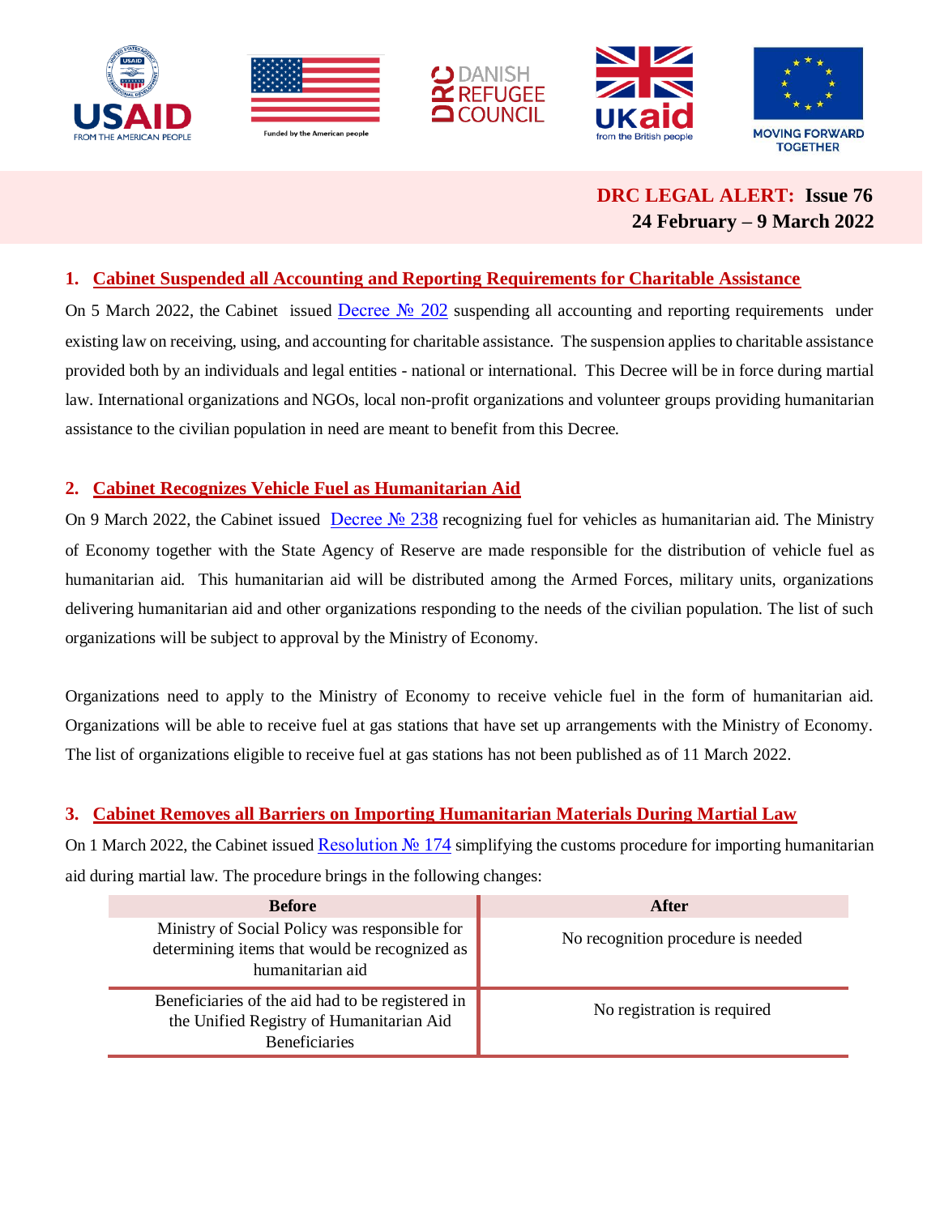**DRC LEGAL ALERT: Issue 76**
**24 February – 9 March 2022**

## 1. Cabinet Suspended all Accounting and Reporting Requirements for Charitable Assistance

On 5 March 2022, the Cabinet issued Decree № 202 suspending all accounting and reporting requirements under existing law on receiving, using, and accounting for charitable assistance. The suspension applies to charitable assistance provided both by an individuals and legal entities - national or international. This Decree will be in force during martial law. International organizations and NGOs, local non-profit organizations and volunteer groups providing humanitarian assistance to the civilian population in need are meant to benefit from this Decree.

## 2. Cabinet Recognizes Vehicle Fuel as Humanitarian Aid

On 9 March 2022, the Cabinet issued Decree № 238 recognizing fuel for vehicles as humanitarian aid. The Ministry of Economy together with the State Agency of Reserve are made responsible for the distribution of vehicle fuel as humanitarian aid. This humanitarian aid will be distributed among the Armed Forces, military units, organizations delivering humanitarian aid and other organizations responding to the needs of the civilian population. The list of such organizations will be subject to approval by the Ministry of Economy.

Organizations need to apply to the Ministry of Economy to receive vehicle fuel in the form of humanitarian aid. Organizations will be able to receive fuel at gas stations that have set up arrangements with the Ministry of Economy. The list of organizations eligible to receive fuel at gas stations has not been published as of 11 March 2022.

## 3. Cabinet Removes all Barriers on Importing Humanitarian Materials During Martial Law

On 1 March 2022, the Cabinet issued Resolution № 174 simplifying the customs procedure for importing humanitarian aid during martial law. The procedure brings in the following changes:

| Before | After |
|---|---|
| Ministry of Social Policy was responsible for determining items that would be recognized as humanitarian aid | No recognition procedure is needed |
| Beneficiaries of the aid had to be registered in the Unified Registry of Humanitarian Aid Beneficiaries | No registration is required |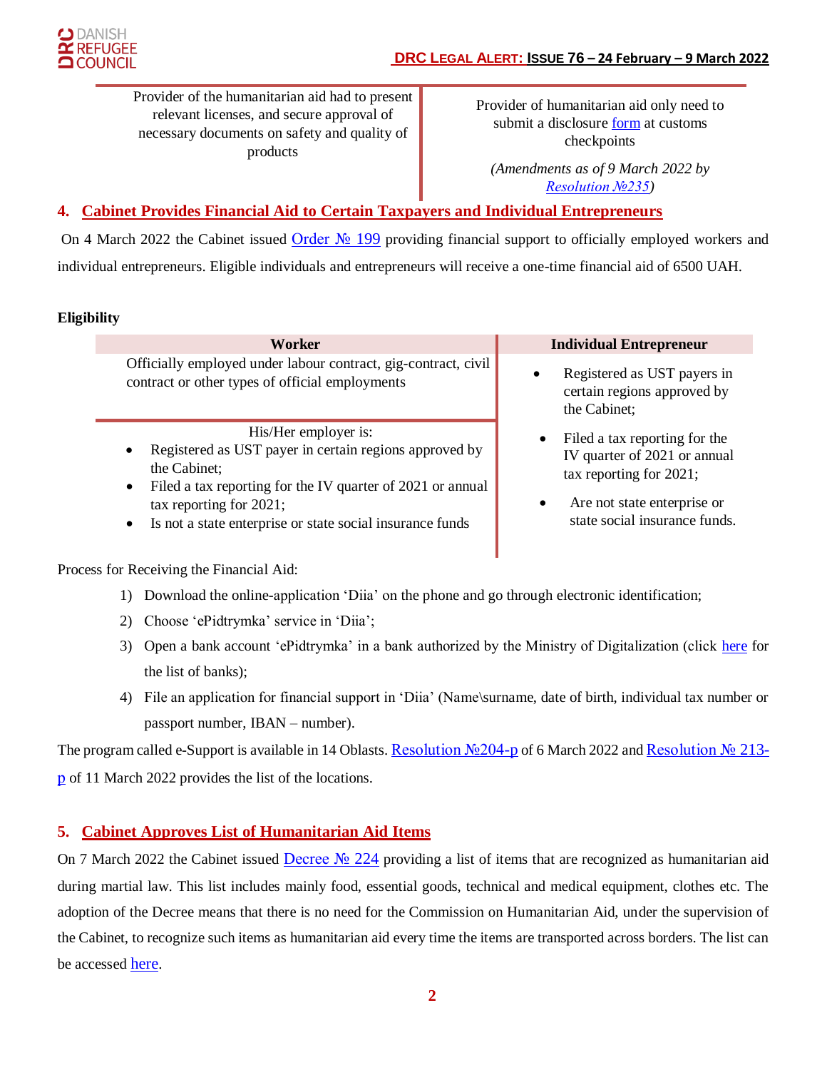| Provider of the humanitarian aid had to present relevant licenses, and secure approval of necessary documents on safety and quality of products | Provider of humanitarian aid only need to submit a disclosure form at customs checkpoints<br><br>*(Amendments as of 9 March 2022 by Resolution №235)* |
|---|---|

## 4. Cabinet Provides Financial Aid to Certain Taxpayers and Individual Entrepreneurs

On 4 March 2022 the Cabinet issued Order № 199 providing financial support to officially employed workers and individual entrepreneurs. Eligible individuals and entrepreneurs will receive a one-time financial aid of 6500 UAH.

**Eligibility**

| Worker | Individual Entrepreneur |
|---|---|
| Officially employed under labour contract, gig-contract, civil contract or other types of official employments | • Registered as UST payers in certain regions approved by the Cabinet;<br>• Filed a tax reporting for the IV quarter of 2021 or annual tax reporting for 2021;<br>• Are not state enterprise or state social insurance funds. |
| His/Her employer is:<br>• Registered as UST payer in certain regions approved by the Cabinet;<br>• Filed a tax reporting for the IV quarter of 2021 or annual tax reporting for 2021;<br>• Is not a state enterprise or state social insurance funds | |

Process for Receiving the Financial Aid:

1) Download the online-application 'Diia' on the phone and go through electronic identification;
2) Choose 'ePidtrymka' service in 'Diia';
3) Open a bank account 'ePidtrymka' in a bank authorized by the Ministry of Digitalization (click here for the list of banks);
4) File an application for financial support in 'Diia' (Name\surname, date of birth, individual tax number or passport number, IBAN – number).

The program called e-Support is available in 14 Oblasts. Resolution №204-p of 6 March 2022 and Resolution № 213-p of 11 March 2022 provides the list of the locations.

## 5. Cabinet Approves List of Humanitarian Aid Items

On 7 March 2022 the Cabinet issued Decree № 224 providing a list of items that are recognized as humanitarian aid during martial law. This list includes mainly food, essential goods, technical and medical equipment, clothes etc. The adoption of the Decree means that there is no need for the Commission on Humanitarian Aid, under the supervision of the Cabinet, to recognize such items as humanitarian aid every time the items are transported across borders. The list can be accessed here.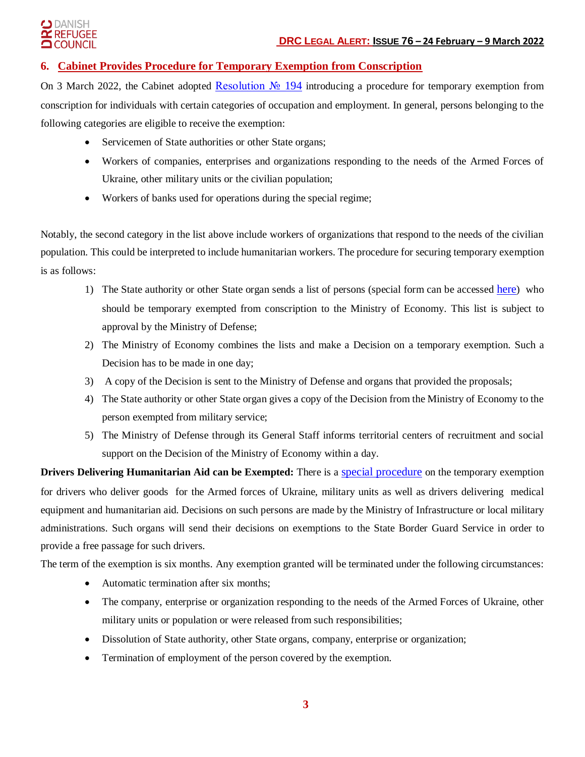## 6. Cabinet Provides Procedure for Temporary Exemption from Conscription

On 3 March 2022, the Cabinet adopted Resolution № 194 introducing a procedure for temporary exemption from conscription for individuals with certain categories of occupation and employment. In general, persons belonging to the following categories are eligible to receive the exemption:

- Servicemen of State authorities or other State organs;
- Workers of companies, enterprises and organizations responding to the needs of the Armed Forces of Ukraine, other military units or the civilian population;
- Workers of banks used for operations during the special regime;

Notably, the second category in the list above include workers of organizations that respond to the needs of the civilian population. This could be interpreted to include humanitarian workers. The procedure for securing temporary exemption is as follows:

1) The State authority or other State organ sends a list of persons (special form can be accessed here) who should be temporary exempted from conscription to the Ministry of Economy. This list is subject to approval by the Ministry of Defense;
2) The Ministry of Economy combines the lists and make a Decision on a temporary exemption. Such a Decision has to be made in one day;
3) A copy of the Decision is sent to the Ministry of Defense and organs that provided the proposals;
4) The State authority or other State organ gives a copy of the Decision from the Ministry of Economy to the person exempted from military service;
5) The Ministry of Defense through its General Staff informs territorial centers of recruitment and social support on the Decision of the Ministry of Economy within a day.

**Drivers Delivering Humanitarian Aid can be Exempted:** There is a special procedure on the temporary exemption for drivers who deliver goods for the Armed forces of Ukraine, military units as well as drivers delivering medical equipment and humanitarian aid. Decisions on such persons are made by the Ministry of Infrastructure or local military administrations. Such organs will send their decisions on exemptions to the State Border Guard Service in order to provide a free passage for such drivers.

The term of the exemption is six months. Any exemption granted will be terminated under the following circumstances:

- Automatic termination after six months;
- The company, enterprise or organization responding to the needs of the Armed Forces of Ukraine, other military units or population or were released from such responsibilities;
- Dissolution of State authority, other State organs, company, enterprise or organization;
- Termination of employment of the person covered by the exemption.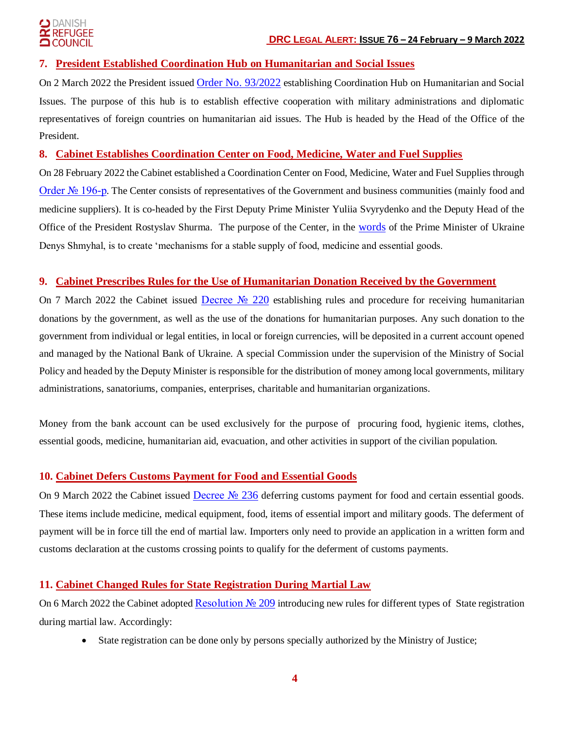## 7. President Established Coordination Hub on Humanitarian and Social Issues

On 2 March 2022 the President issued Order No. 93/2022 establishing Coordination Hub on Humanitarian and Social Issues. The purpose of this hub is to establish effective cooperation with military administrations and diplomatic representatives of foreign countries on humanitarian aid issues. The Hub is headed by the Head of the Office of the President.

## 8. Cabinet Establishes Coordination Center on Food, Medicine, Water and Fuel Supplies

On 28 February 2022 the Cabinet established a Coordination Center on Food, Medicine, Water and Fuel Supplies through Order № 196-р. The Center consists of representatives of the Government and business communities (mainly food and medicine suppliers). It is co-headed by the First Deputy Prime Minister Yuliia Svyrydenko and the Deputy Head of the Office of the President Rostyslav Shurma. The purpose of the Center, in the words of the Prime Minister of Ukraine Denys Shmyhal, is to create 'mechanisms for a stable supply of food, medicine and essential goods.

## 9. Cabinet Prescribes Rules for the Use of Humanitarian Donation Received by the Government

On 7 March 2022 the Cabinet issued Decree № 220 establishing rules and procedure for receiving humanitarian donations by the government, as well as the use of the donations for humanitarian purposes. Any such donation to the government from individual or legal entities, in local or foreign currencies, will be deposited in a current account opened and managed by the National Bank of Ukraine. A special Commission under the supervision of the Ministry of Social Policy and headed by the Deputy Minister is responsible for the distribution of money among local governments, military administrations, sanatoriums, companies, enterprises, charitable and humanitarian organizations.

Money from the bank account can be used exclusively for the purpose of procuring food, hygienic items, clothes, essential goods, medicine, humanitarian aid, evacuation, and other activities in support of the civilian population.

## 10. Cabinet Defers Customs Payment for Food and Essential Goods

On 9 March 2022 the Cabinet issued Decree № 236 deferring customs payment for food and certain essential goods. These items include medicine, medical equipment, food, items of essential import and military goods. The deferment of payment will be in force till the end of martial law. Importers only need to provide an application in a written form and customs declaration at the customs crossing points to qualify for the deferment of customs payments.

## 11. Cabinet Changed Rules for State Registration During Martial Law

On 6 March 2022 the Cabinet adopted Resolution № 209 introducing new rules for different types of State registration during martial law. Accordingly:

- State registration can be done only by persons specially authorized by the Ministry of Justice;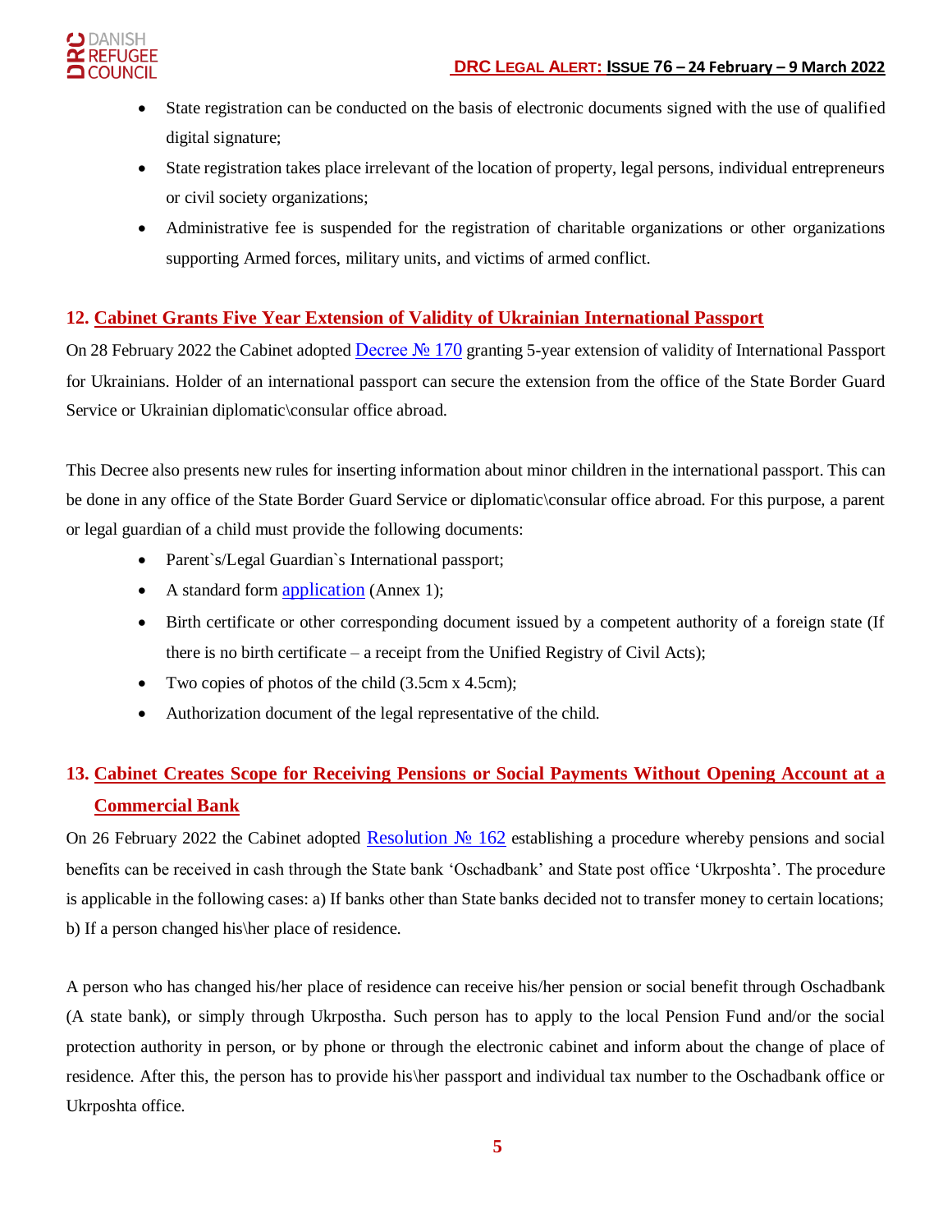- State registration can be conducted on the basis of electronic documents signed with the use of qualified digital signature;
- State registration takes place irrelevant of the location of property, legal persons, individual entrepreneurs or civil society organizations;
- Administrative fee is suspended for the registration of charitable organizations or other organizations supporting Armed forces, military units, and victims of armed conflict.

## 12. Cabinet Grants Five Year Extension of Validity of Ukrainian International Passport

On 28 February 2022 the Cabinet adopted Decree № 170 granting 5-year extension of validity of International Passport for Ukrainians. Holder of an international passport can secure the extension from the office of the State Border Guard Service or Ukrainian diplomatic\consular office abroad.

This Decree also presents new rules for inserting information about minor children in the international passport. This can be done in any office of the State Border Guard Service or diplomatic\consular office abroad. For this purpose, a parent or legal guardian of a child must provide the following documents:

- Parent`s/Legal Guardian`s International passport;
- A standard form application (Annex 1);
- Birth certificate or other corresponding document issued by a competent authority of a foreign state (If there is no birth certificate – a receipt from the Unified Registry of Civil Acts);
- Two copies of photos of the child (3.5cm x 4.5cm);
- Authorization document of the legal representative of the child.

## 13. Cabinet Creates Scope for Receiving Pensions or Social Payments Without Opening Account at a Commercial Bank

On 26 February 2022 the Cabinet adopted Resolution № 162 establishing a procedure whereby pensions and social benefits can be received in cash through the State bank 'Oschadbank' and State post office 'Ukrposhta'. The procedure is applicable in the following cases: a) If banks other than State banks decided not to transfer money to certain locations; b) If a person changed his\her place of residence.

A person who has changed his/her place of residence can receive his/her pension or social benefit through Oschadbank (A state bank), or simply through Ukrpostha. Such person has to apply to the local Pension Fund and/or the social protection authority in person, or by phone or through the electronic cabinet and inform about the change of place of residence. After this, the person has to provide his\her passport and individual tax number to the Oschadbank office or Ukrposhta office.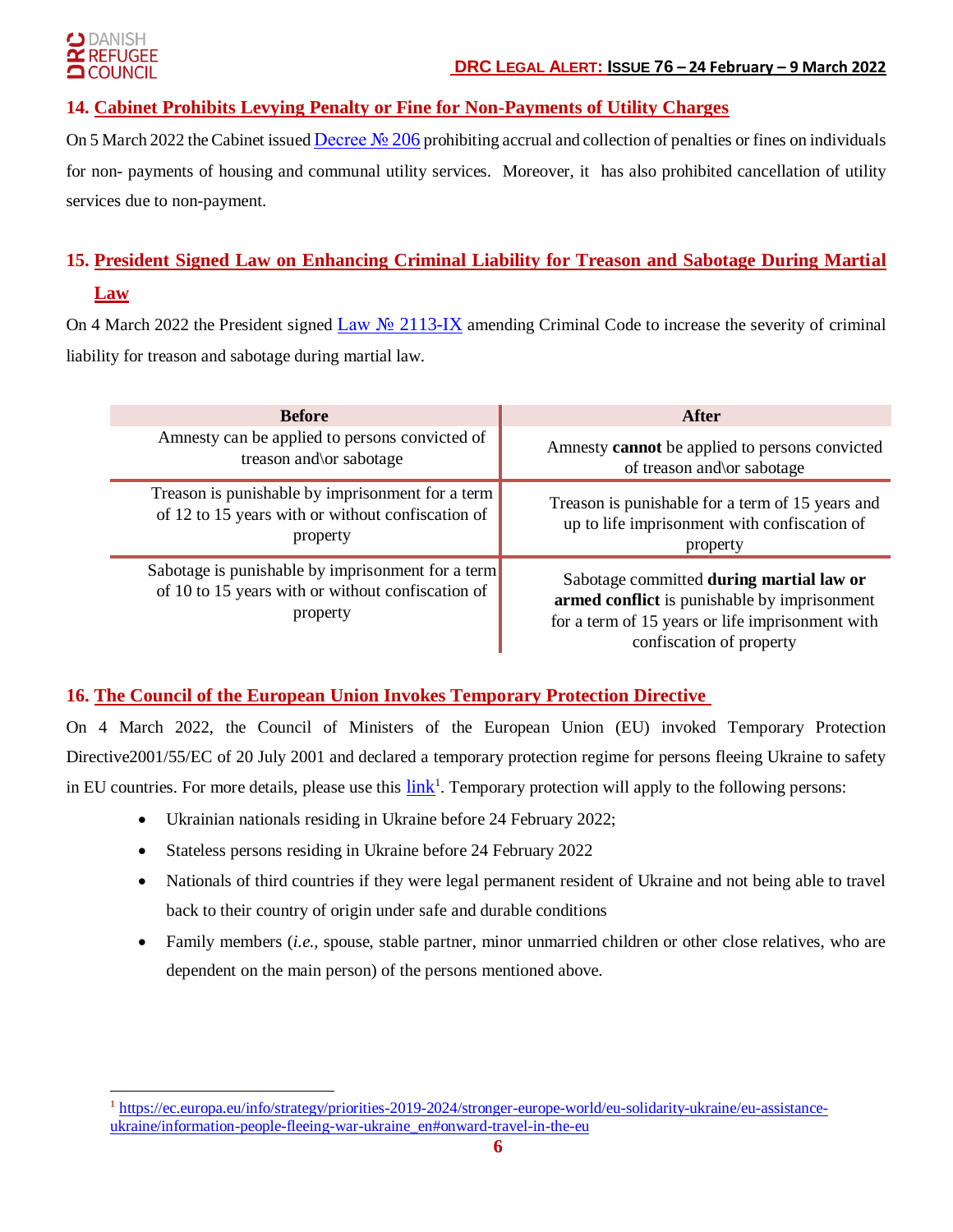## 14. Cabinet Prohibits Levying Penalty or Fine for Non-Payments of Utility Charges

On 5 March 2022 the Cabinet issued Decree № 206 prohibiting accrual and collection of penalties or fines on individuals for non- payments of housing and communal utility services. Moreover, it has also prohibited cancellation of utility services due to non-payment.

## 15. President Signed Law on Enhancing Criminal Liability for Treason and Sabotage During Martial Law

On 4 March 2022 the President signed Law № 2113-IX amending Criminal Code to increase the severity of criminal liability for treason and sabotage during martial law.

| Before | After |
|---|---|
| Amnesty can be applied to persons convicted of treason and\or sabotage | Amnesty **cannot** be applied to persons convicted of treason and\or sabotage |
| Treason is punishable by imprisonment for a term of 12 to 15 years with or without confiscation of property | Treason is punishable for a term of 15 years and up to life imprisonment with confiscation of property |
| Sabotage is punishable by imprisonment for a term of 10 to 15 years with or without confiscation of property | Sabotage committed **during martial law or armed conflict** is punishable by imprisonment for a term of 15 years or life imprisonment with confiscation of property |

## 16. The Council of the European Union Invokes Temporary Protection Directive

On 4 March 2022, the Council of Ministers of the European Union (EU) invoked Temporary Protection Directive2001/55/EC of 20 July 2001 and declared a temporary protection regime for persons fleeing Ukraine to safety in EU countries. For more details, please use this link[1]. Temporary protection will apply to the following persons:

- Ukrainian nationals residing in Ukraine before 24 February 2022;
- Stateless persons residing in Ukraine before 24 February 2022
- Nationals of third countries if they were legal permanent resident of Ukraine and not being able to travel back to their country of origin under safe and durable conditions
- Family members (*i.e.,* spouse, stable partner, minor unmarried children or other close relatives, who are dependent on the main person) of the persons mentioned above.

[1] https://ec.europa.eu/info/strategy/priorities-2019-2024/stronger-europe-world/eu-solidarity-ukraine/eu-assistance-ukraine/information-people-fleeing-war-ukraine_en#onward-travel-in-the-eu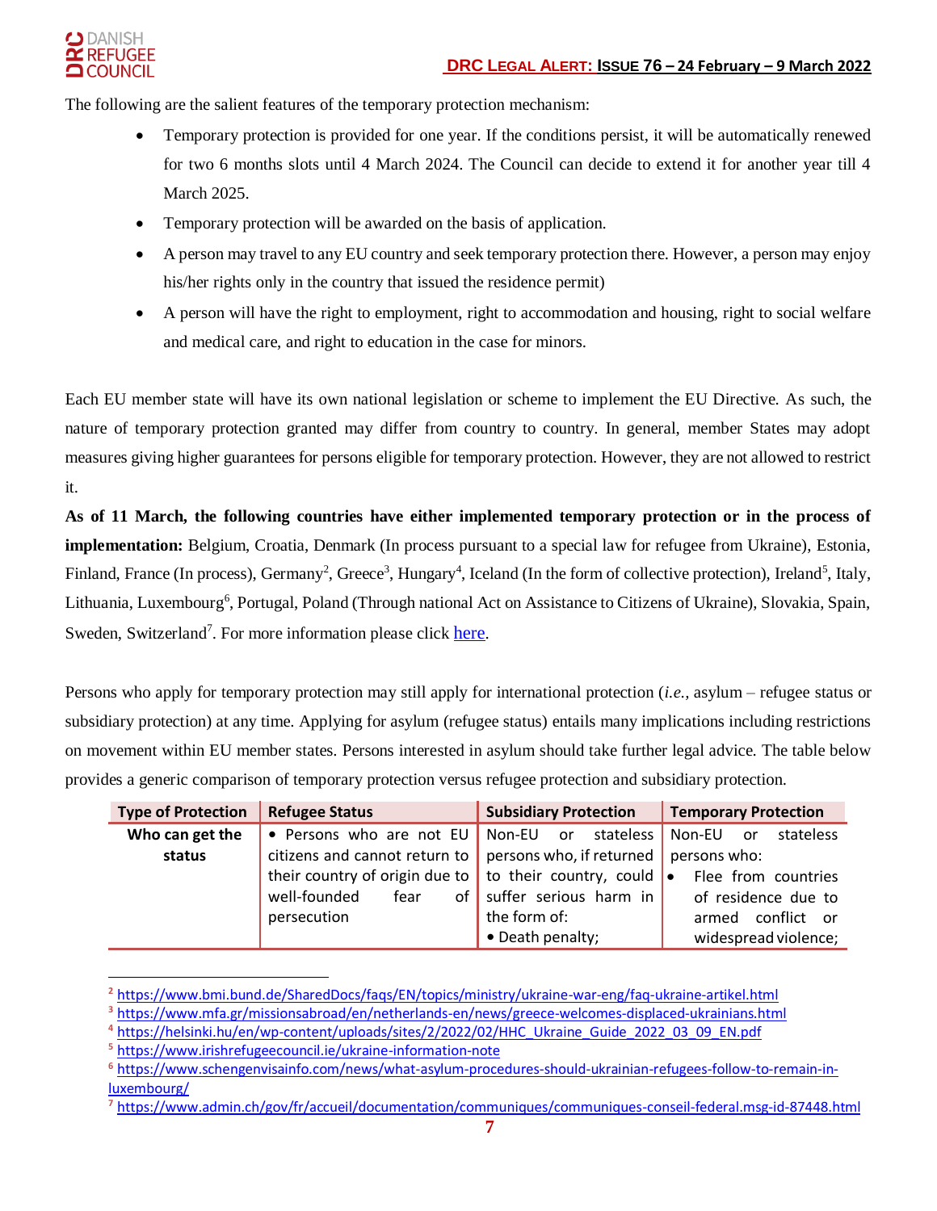The following are the salient features of the temporary protection mechanism:

- Temporary protection is provided for one year. If the conditions persist, it will be automatically renewed for two 6 months slots until 4 March 2024. The Council can decide to extend it for another year till 4 March 2025.
- Temporary protection will be awarded on the basis of application.
- A person may travel to any EU country and seek temporary protection there. However, a person may enjoy his/her rights only in the country that issued the residence permit)
- A person will have the right to employment, right to accommodation and housing, right to social welfare and medical care, and right to education in the case for minors.

Each EU member state will have its own national legislation or scheme to implement the EU Directive. As such, the nature of temporary protection granted may differ from country to country. In general, member States may adopt measures giving higher guarantees for persons eligible for temporary protection. However, they are not allowed to restrict it.

**As of 11 March, the following countries have either implemented temporary protection or in the process of implementation:** Belgium, Croatia, Denmark (In process pursuant to a special law for refugee from Ukraine), Estonia, Finland, France (In process), Germany[2], Greece[3], Hungary[4], Iceland (In the form of collective protection), Ireland[5], Italy, Lithuania, Luxembourg[6], Portugal, Poland (Through national Act on Assistance to Citizens of Ukraine), Slovakia, Spain, Sweden, Switzerland[7]. For more information please click here.

Persons who apply for temporary protection may still apply for international protection (*i.e.*, asylum – refugee status or subsidiary protection) at any time. Applying for asylum (refugee status) entails many implications including restrictions on movement within EU member states. Persons interested in asylum should take further legal advice. The table below provides a generic comparison of temporary protection versus refugee protection and subsidiary protection.

| Type of Protection | Refugee Status | Subsidiary Protection | Temporary Protection |
|---|---|---|---|
| **Who can get the status** | • Persons who are not EU citizens and cannot return to their country of origin due to well-founded fear of persecution | Non-EU or stateless persons who, if returned to their country, could suffer serious harm in the form of:<br>• Death penalty; | Non-EU or stateless persons who:<br>• Flee from countries of residence due to armed conflict or widespread violence; |

[2] https://www.bmi.bund.de/SharedDocs/faqs/EN/topics/ministry/ukraine-war-eng/faq-ukraine-artikel.html

[3] https://www.mfa.gr/missionsabroad/en/netherlands-en/news/greece-welcomes-displaced-ukrainians.html

[4] https://helsinki.hu/en/wp-content/uploads/sites/2/2022/02/HHC_Ukraine_Guide_2022_03_09_EN.pdf

[5] https://www.irishrefugeecouncil.ie/ukraine-information-note

[6] https://www.schengenvisainfo.com/news/what-asylum-procedures-should-ukrainian-refugees-follow-to-remain-in-luxembourg/

[7] https://www.admin.ch/gov/fr/accueil/documentation/communiques/communiques-conseil-federal.msg-id-87448.html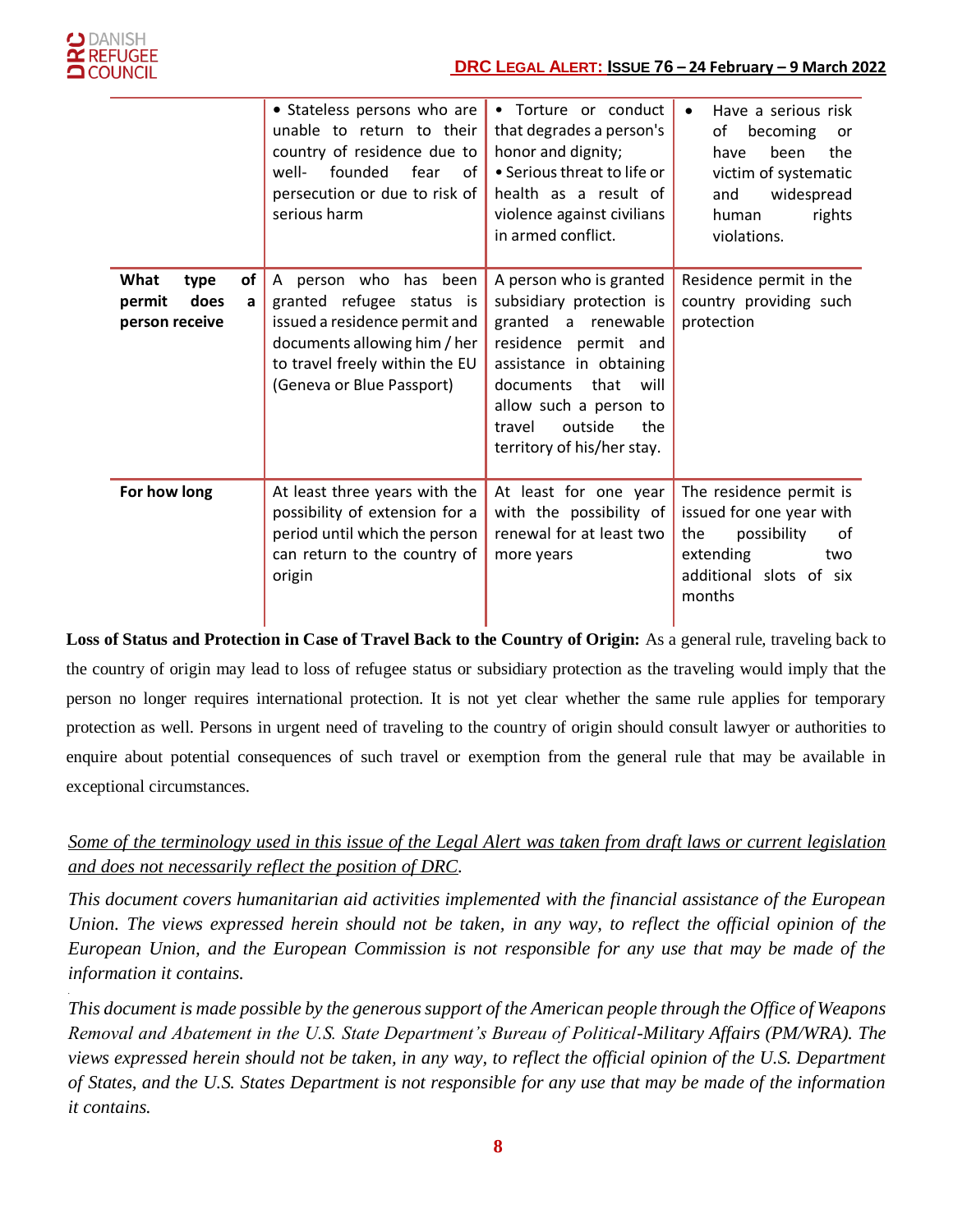| | | | |
|---|---|---|---|
| | • Stateless persons who are unable to return to their country of residence due to well- founded fear of persecution or due to risk of serious harm | • Torture or conduct that degrades a person's honor and dignity; • Serious threat to life or health as a result of violence against civilians in armed conflict. | • Have a serious risk of becoming or have been the victim of systematic and widespread human rights violations. |
| **What type of permit does a person receive** | A person who has been granted refugee status is issued a residence permit and documents allowing him / her to travel freely within the EU (Geneva or Blue Passport) | A person who is granted subsidiary protection is granted a renewable residence permit and assistance in obtaining documents that will allow such a person to travel outside the territory of his/her stay. | Residence permit in the country providing such protection |
| **For how long** | At least three years with the possibility of extension for a period until which the person can return to the country of origin | At least for one year with the possibility of renewal for at least two more years | The residence permit is issued for one year with the possibility of extending two additional slots of six months |

**Loss of Status and Protection in Case of Travel Back to the Country of Origin:** As a general rule, traveling back to the country of origin may lead to loss of refugee status or subsidiary protection as the traveling would imply that the person no longer requires international protection. It is not yet clear whether the same rule applies for temporary protection as well. Persons in urgent need of traveling to the country of origin should consult lawyer or authorities to enquire about potential consequences of such travel or exemption from the general rule that may be available in exceptional circumstances.

*Some of the terminology used in this issue of the Legal Alert was taken from draft laws or current legislation and does not necessarily reflect the position of DRC.*

*This document covers humanitarian aid activities implemented with the financial assistance of the European Union. The views expressed herein should not be taken, in any way, to reflect the official opinion of the European Union, and the European Commission is not responsible for any use that may be made of the information it contains.*

*This document is made possible by the generous support of the American people through the Office of Weapons Removal and Abatement in the U.S. State Department's Bureau of Political-Military Affairs (PM/WRA). The views expressed herein should not be taken, in any way, to reflect the official opinion of the U.S. Department of States, and the U.S. States Department is not responsible for any use that may be made of the information it contains.*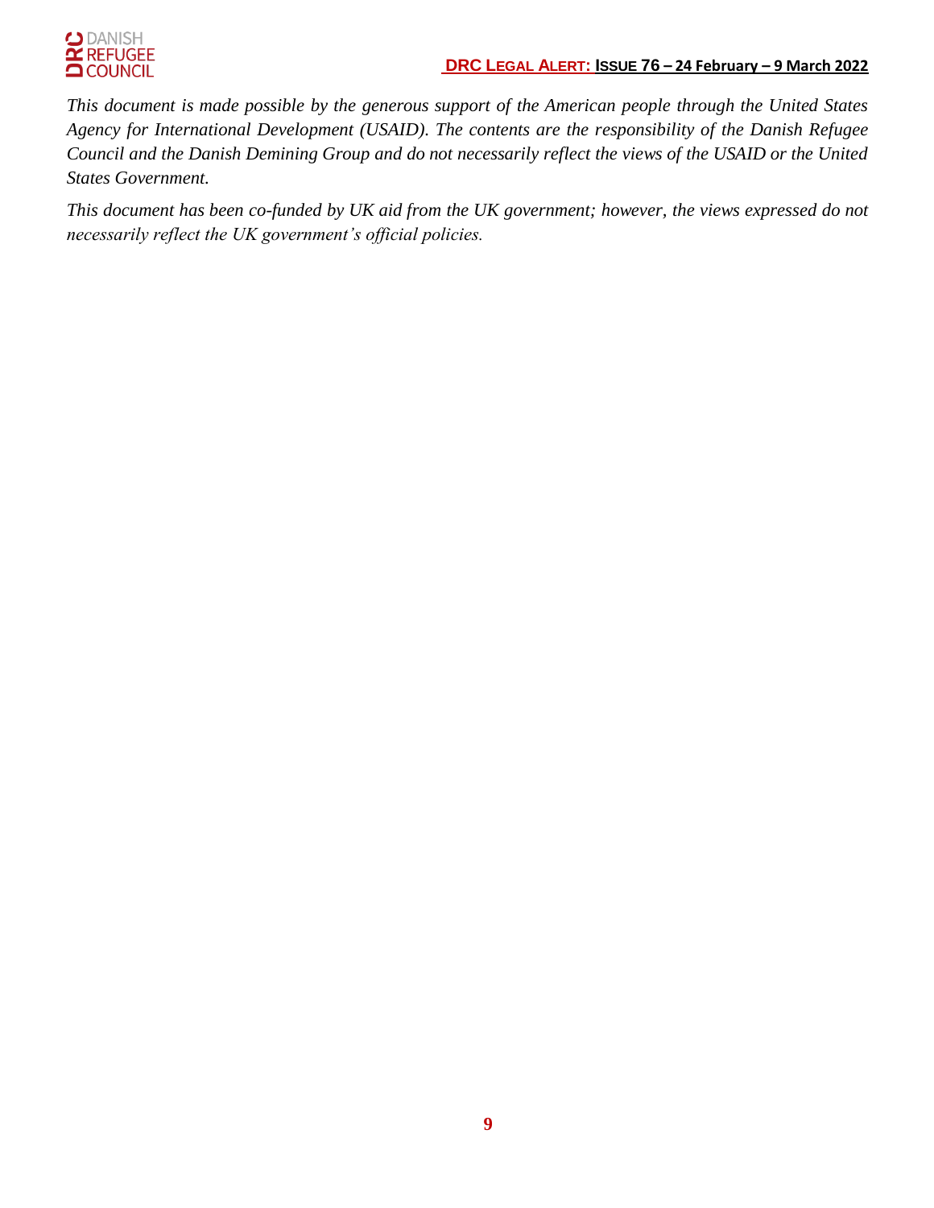*This document is made possible by the generous support of the American people through the United States Agency for International Development (USAID). The contents are the responsibility of the Danish Refugee Council and the Danish Demining Group and do not necessarily reflect the views of the USAID or the United States Government.*

*This document has been co-funded by UK aid from the UK government; however, the views expressed do not necessarily reflect the UK government's official policies.*